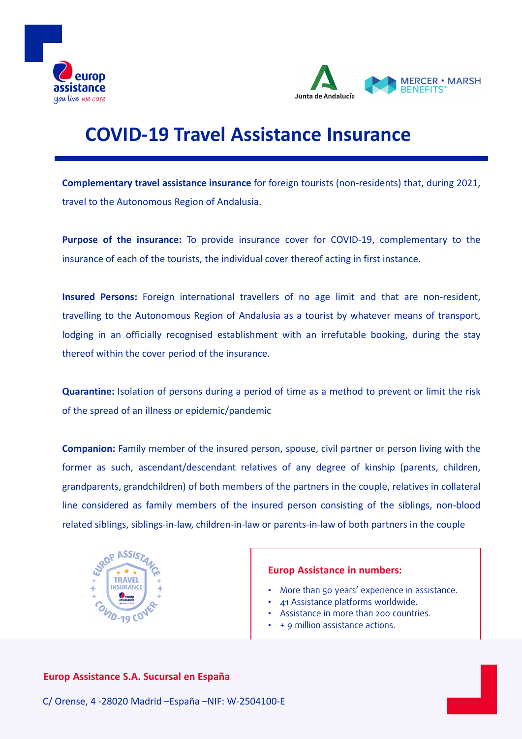# COVID-19 Travel Assistance Insurance

**Complementary travel assistance insurance** for foreign tourists (non-residents) that, during 2021, travel to the Autonomous Region of Andalusia.

**Purpose of the insurance:** To provide insurance cover for COVID-19, complementary to the insurance of each of the tourists, the individual cover thereof acting in first instance.

**Insured Persons:** Foreign international travellers of no age limit and that are non-resident, travelling to the Autonomous Region of Andalusia as a tourist by whatever means of transport, lodging in an officially recognised establishment with an irrefutable booking, during the stay thereof within the cover period of the insurance.

**Quarantine:** Isolation of persons during a period of time as a method to prevent or limit the risk of the spread of an illness or epidemic/pandemic

**Companion:** Family member of the insured person, spouse, civil partner or person living with the former as such, ascendant/descendant relatives of any degree of kinship (parents, children, grandparents, grandchildren) of both members of the partners in the couple, relatives in collateral line considered as family members of the insured person consisting of the siblings, non-blood related siblings, siblings-in-law, children-in-law or parents-in-law of both partners in the couple

**Europ Assistance in numbers:**

- More than 50 years' experience in assistance.
- 41 Assistance platforms worldwide.
- Assistance in more than 200 countries.
- + 9 million assistance actions.

**Europ Assistance S.A. Sucursal en España**

C/ Orense, 4 -28020 Madrid –España –NIF: W-2504100-E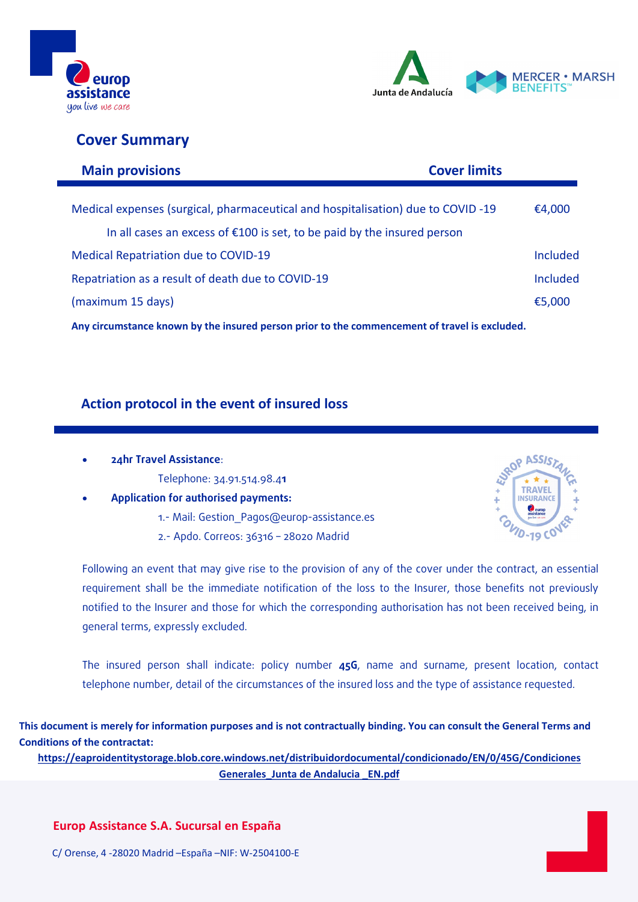## Cover Summary

| Main provisions | Cover limits |
|---|---|
| Medical expenses (surgical, pharmaceutical and hospitalisation) due to COVID -19 | €4,000 |
| In all cases an excess of €100 is set, to be paid by the insured person | |
| Medical Repatriation due to COVID-19 | Included |
| Repatriation as a result of death due to COVID-19 | Included |
| (maximum 15 days) | €5,000 |

**Any circumstance known by the insured person prior to the commencement of travel is excluded.**

## Action protocol in the event of insured loss

- **24hr Travel Assistance**:
  Telephone: 34.91.514.98.41
- **Application for authorised payments:**
  1.- Mail: Gestion_Pagos@europ-assistance.es
  2.- Apdo. Correos: 36316 – 28020 Madrid

Following an event that may give rise to the provision of any of the cover under the contract, an essential requirement shall be the immediate notification of the loss to the Insurer, those benefits not previously notified to the Insurer and those for which the corresponding authorisation has not been received being, in general terms, expressly excluded.

The insured person shall indicate: policy number **45G**, name and surname, present location, contact telephone number, detail of the circumstances of the insured loss and the type of assistance requested.

**This document is merely for information purposes and is not contractually binding. You can consult the General Terms and Conditions of the contractat:**

**https://eaproidentitystorage.blob.core.windows.net/distribuidordocumental/condicionado/EN/0/45G/Condiciones Generales_Junta de Andalucia _EN.pdf**

**Europ Assistance S.A. Sucursal en España**

C/ Orense, 4 -28020 Madrid –España –NIF: W-2504100-E